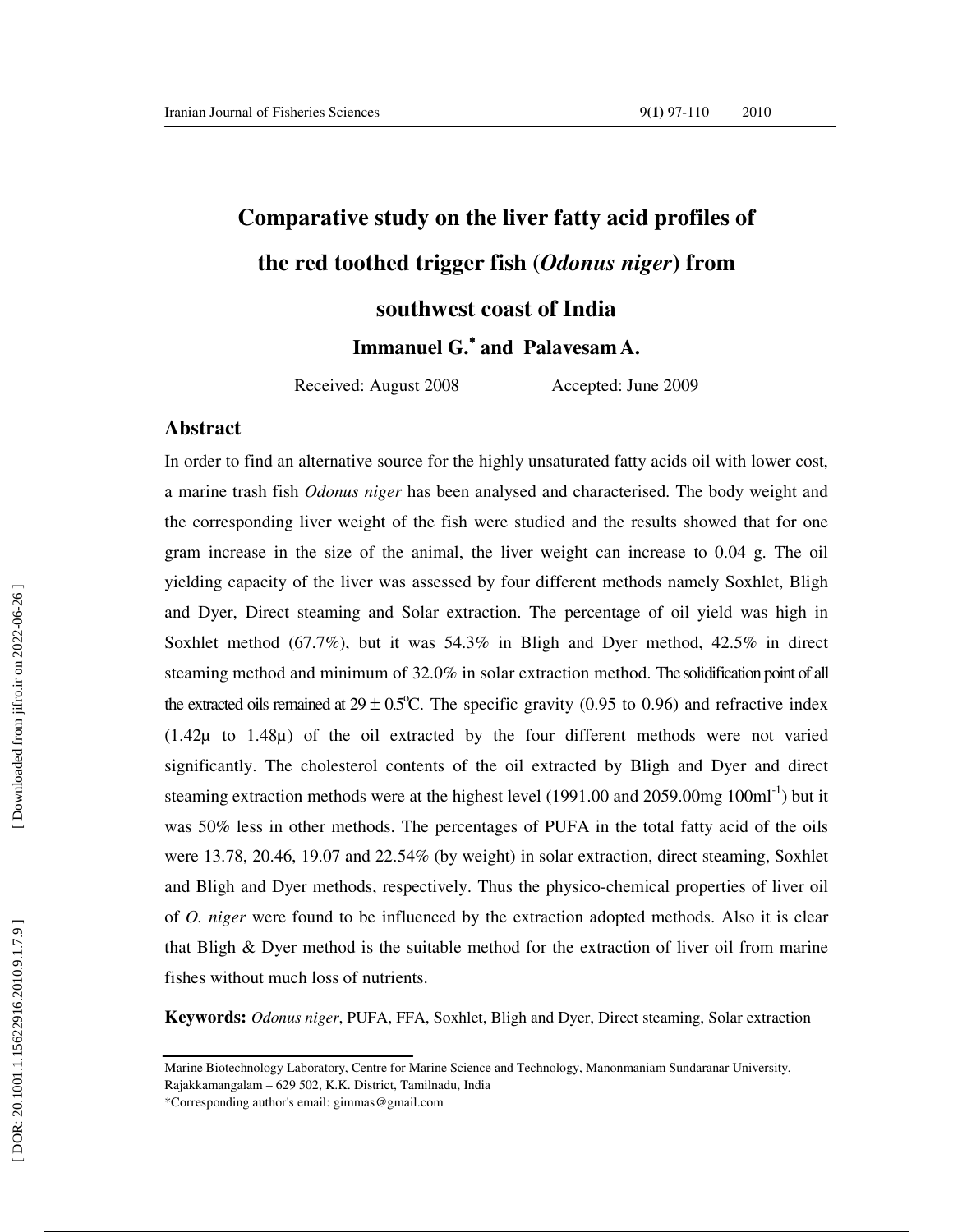# Comparative study on the liver fatty acid profiles of the red toothed trigger fish (*Odonus niger*) from southwest coast of India

**Immanuel G.*  and  Palavesam A.**

Received: August 2008                Accepted: June 2009

## Abstract

In order to find an alternative source for the highly unsaturated fatty acids oil with lower cost, a marine trash fish *Odonus niger* has been analysed and characterised. The body weight and the corresponding liver weight of the fish were studied and the results showed that for one gram increase in the size of the animal, the liver weight can increase to 0.04 g. The oil yielding capacity of the liver was assessed by four different methods namely Soxhlet, Bligh and Dyer, Direct steaming and Solar extraction. The percentage of oil yield was high in Soxhlet method (67.7%), but it was 54.3% in Bligh and Dyer method, 42.5% in direct steaming method and minimum of 32.0% in solar extraction method. The solidification point of all the extracted oils remained at $29 \pm 0.5^{o}C$. The specific gravity (0.95 to 0.96) and refractive index (1.42μ to 1.48μ) of the oil extracted by the four different methods were not varied significantly. The cholesterol contents of the oil extracted by Bligh and Dyer and direct steaming extraction methods were at the highest level (1991.00 and 2059.00mg $100ml^{-1}$) but it was 50% less in other methods. The percentages of PUFA in the total fatty acid of the oils were 13.78, 20.46, 19.07 and 22.54% (by weight) in solar extraction, direct steaming, Soxhlet and Bligh and Dyer methods, respectively. Thus the physico-chemical properties of liver oil of *O. niger* were found to be influenced by the extraction adopted methods. Also it is clear that Bligh & Dyer method is the suitable method for the extraction of liver oil from marine fishes without much loss of nutrients.

**Keywords:** *Odonus niger*, PUFA, FFA, Soxhlet, Bligh and Dyer, Direct steaming, Solar extraction

---

Marine Biotechnology Laboratory, Centre for Marine Science and Technology, Manonmaniam Sundaranar University, Rajakkamangalam – 629 502, K.K. District, Tamilnadu, India

*Corresponding author's email: gimmas@gmail.com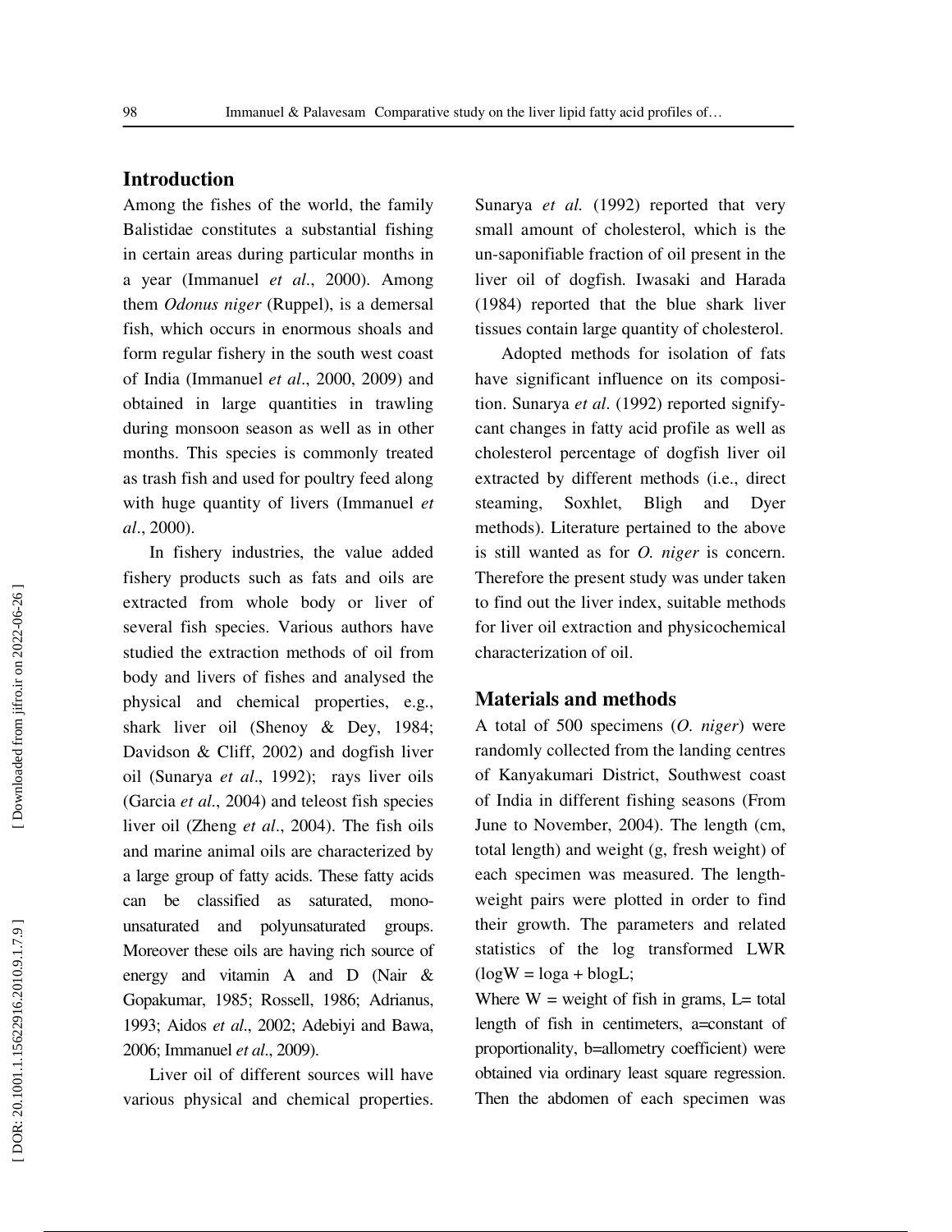## Introduction

Among the fishes of the world, the family Balistidae constitutes a substantial fishing in certain areas during particular months in a year (Immanuel *et al*., 2000). Among them *Odonus niger* (Ruppel), is a demersal fish, which occurs in enormous shoals and form regular fishery in the south west coast of India (Immanuel *et al*., 2000, 2009) and obtained in large quantities in trawling during monsoon season as well as in other months. This species is commonly treated as trash fish and used for poultry feed along with huge quantity of livers (Immanuel *et al*., 2000).

In fishery industries, the value added fishery products such as fats and oils are extracted from whole body or liver of several fish species. Various authors have studied the extraction methods of oil from body and livers of fishes and analysed the physical and chemical properties, e.g., shark liver oil (Shenoy & Dey, 1984; Davidson & Cliff, 2002) and dogfish liver oil (Sunarya *et al*., 1992); rays liver oils (Garcia *et al*., 2004) and teleost fish species liver oil (Zheng *et al*., 2004). The fish oils and marine animal oils are characterized by a large group of fatty acids. These fatty acids can be classified as saturated, mono-unsaturated and polyunsaturated groups. Moreover these oils are having rich source of energy and vitamin A and D (Nair & Gopakumar, 1985; Rossell, 1986; Adrianus, 1993; Aidos *et al*., 2002; Adebiyi and Bawa, 2006; Immanuel *et al*., 2009).

Liver oil of different sources will have various physical and chemical properties. Sunarya *et al.* (1992) reported that very small amount of cholesterol, which is the un-saponifiable fraction of oil present in the liver oil of dogfish. Iwasaki and Harada (1984) reported that the blue shark liver tissues contain large quantity of cholesterol.

Adopted methods for isolation of fats have significant influence on its composition. Sunarya *et al*. (1992) reported significant changes in fatty acid profile as well as cholesterol percentage of dogfish liver oil extracted by different methods (i.e., direct steaming, Soxhlet, Bligh and Dyer methods). Literature pertained to the above is still wanted as for *O. niger* is concern. Therefore the present study was under taken to find out the liver index, suitable methods for liver oil extraction and physicochemical characterization of oil.

## Materials and methods

A total of 500 specimens (*O. niger*) were randomly collected from the landing centres of Kanyakumari District, Southwest coast of India in different fishing seasons (From June to November, 2004). The length (cm, total length) and weight (g, fresh weight) of each specimen was measured. The length-weight pairs were plotted in order to find their growth. The parameters and related statistics of the log transformed LWR ($\log W = \log a + b \log L$;

Where W = weight of fish in grams, L= total length of fish in centimeters, a=constant of proportionality, b=allometry coefficient) were obtained via ordinary least square regression. Then the abdomen of each specimen was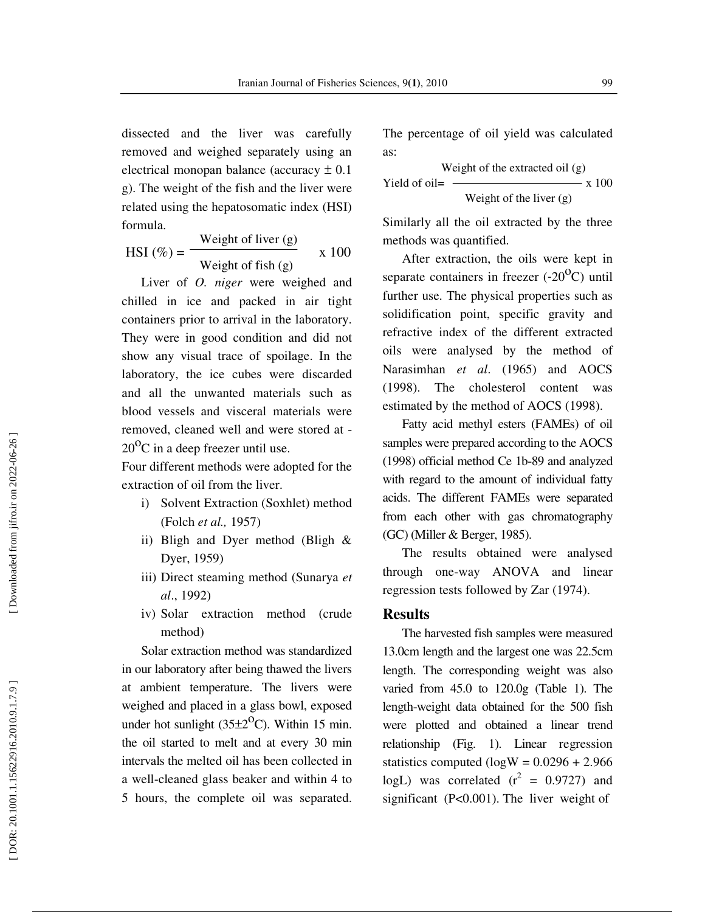dissected and the liver was carefully removed and weighed separately using an electrical monopan balance (accuracy ± 0.1 g). The weight of the fish and the liver were related using the hepatosomatic index (HSI) formula.

$$\text{HSI}(\%) = \frac{\text{Weight of liver (g)}}{\text{Weight of fish (g)}} \times 100$$

Liver of *O. niger* were weighed and chilled in ice and packed in air tight containers prior to arrival in the laboratory. They were in good condition and did not show any visual trace of spoilage. In the laboratory, the ice cubes were discarded and all the unwanted materials such as blood vessels and visceral materials were removed, cleaned well and were stored at -20$^{O}$C in a deep freezer until use.

Four different methods were adopted for the extraction of oil from the liver.

i) Solvent Extraction (Soxhlet) method (Folch *et al.,* 1957)
ii) Bligh and Dyer method (Bligh & Dyer, 1959)
iii) Direct steaming method (Sunarya *et al*., 1992)
iv) Solar extraction method (crude method)

Solar extraction method was standardized in our laboratory after being thawed the livers at ambient temperature. The livers were weighed and placed in a glass bowl, exposed under hot sunlight (35±2$^{O}$C). Within 15 min. the oil started to melt and at every 30 min intervals the melted oil has been collected in a well-cleaned glass beaker and within 4 to 5 hours, the complete oil was separated. The percentage of oil yield was calculated as:

$$\text{Yield of oil} = \frac{\text{Weight of the extracted oil (g)}}{\text{Weight of the liver (g)}} \times 100$$

Similarly all the oil extracted by the three methods was quantified.

After extraction, the oils were kept in separate containers in freezer (-20$^{O}$C) until further use. The physical properties such as solidification point, specific gravity and refractive index of the different extracted oils were analysed by the method of Narasimhan *et al*. (1965) and AOCS (1998). The cholesterol content was estimated by the method of AOCS (1998).

Fatty acid methyl esters (FAMEs) of oil samples were prepared according to the AOCS (1998) official method Ce 1b-89 and analyzed with regard to the amount of individual fatty acids. The different FAMEs were separated from each other with gas chromatography (GC) (Miller & Berger, 1985).

The results obtained were analysed through one-way ANOVA and linear regression tests followed by Zar (1974).

## Results

The harvested fish samples were measured 13.0cm length and the largest one was 22.5cm length. The corresponding weight was also varied from 45.0 to 120.0g (Table 1). The length-weight data obtained for the 500 fish were plotted and obtained a linear trend relationship (Fig. 1). Linear regression statistics computed ($\log W = 0.0296 + 2.966 \log L$) was correlated ($r^2 = 0.9727$) and significant ($P<0.001$). The liver weight of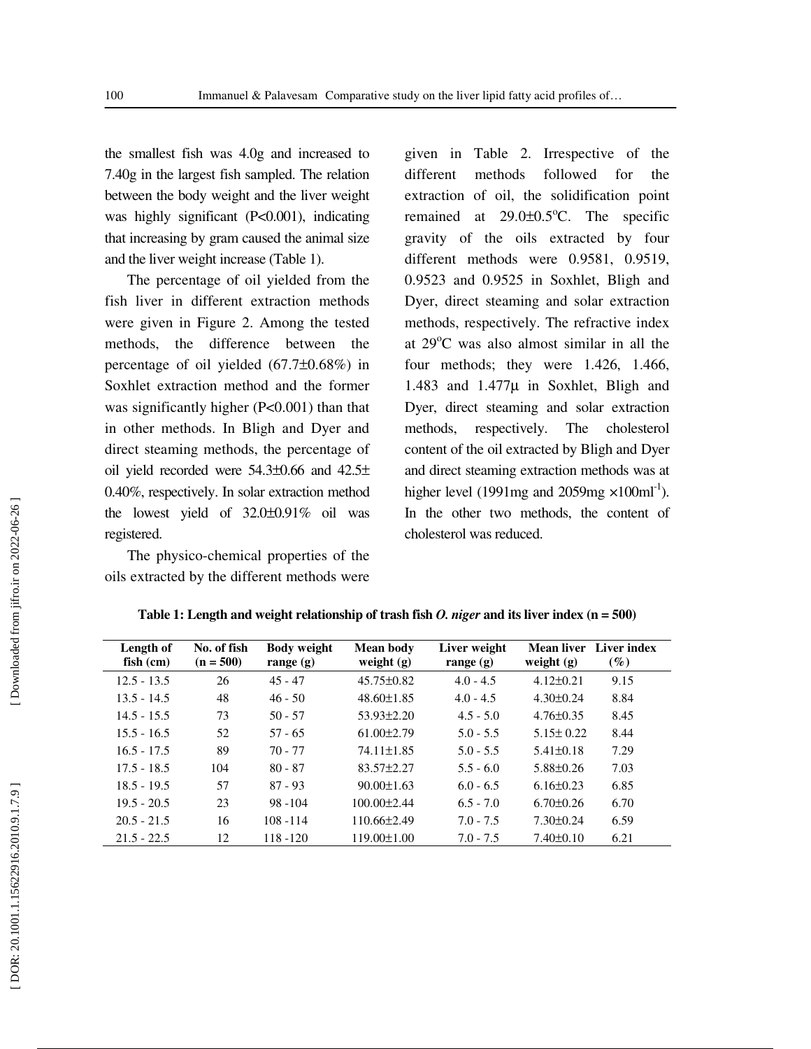the smallest fish was 4.0g and increased to 7.40g in the largest fish sampled. The relation between the body weight and the liver weight was highly significant (P<0.001), indicating that increasing by gram caused the animal size and the liver weight increase (Table 1).

The percentage of oil yielded from the fish liver in different extraction methods were given in Figure 2. Among the tested methods, the difference between the percentage of oil yielded (67.7±0.68%) in Soxhlet extraction method and the former was significantly higher (P<0.001) than that in other methods. In Bligh and Dyer and direct steaming methods, the percentage of oil yield recorded were 54.3±0.66 and 42.5± 0.40%, respectively. In solar extraction method the lowest yield of 32.0±0.91% oil was registered.

The physico-chemical properties of the oils extracted by the different methods were given in Table 2. Irrespective of the different methods followed for the extraction of oil, the solidification point remained at 29.0±0.5°C. The specific gravity of the oils extracted by four different methods were 0.9581, 0.9519, 0.9523 and 0.9525 in Soxhlet, Bligh and Dyer, direct steaming and solar extraction methods, respectively. The refractive index at 29°C was also almost similar in all the four methods; they were 1.426, 1.466, 1.483 and 1.477µ in Soxhlet, Bligh and Dyer, direct steaming and solar extraction methods, respectively. The cholesterol content of the oil extracted by Bligh and Dyer and direct steaming extraction methods was at higher level (1991mg and 2059mg $\times 100ml^{-1}$). In the other two methods, the content of cholesterol was reduced.

**Table 1: Length and weight relationship of trash fish *O. niger* and its liver index (n = 500)**

| Length of fish (cm) | No. of fish (n = 500) | Body weight range (g) | Mean body weight (g) | Liver weight range (g) | Mean liver weight (g) | Liver index (%) |
|---|---|---|---|---|---|---|
| 12.5 - 13.5 | 26 | 45 - 47 | 45.75±0.82 | 4.0 - 4.5 | 4.12±0.21 | 9.15 |
| 13.5 - 14.5 | 48 | 46 - 50 | 48.60±1.85 | 4.0 - 4.5 | 4.30±0.24 | 8.84 |
| 14.5 - 15.5 | 73 | 50 - 57 | 53.93±2.20 | 4.5 - 5.0 | 4.76±0.35 | 8.45 |
| 15.5 - 16.5 | 52 | 57 - 65 | 61.00±2.79 | 5.0 - 5.5 | 5.15± 0.22 | 8.44 |
| 16.5 - 17.5 | 89 | 70 - 77 | 74.11±1.85 | 5.0 - 5.5 | 5.41±0.18 | 7.29 |
| 17.5 - 18.5 | 104 | 80 - 87 | 83.57±2.27 | 5.5 - 6.0 | 5.88±0.26 | 7.03 |
| 18.5 - 19.5 | 57 | 87 - 93 | 90.00±1.63 | 6.0 - 6.5 | 6.16±0.23 | 6.85 |
| 19.5 - 20.5 | 23 | 98 -104 | 100.00±2.44 | 6.5 - 7.0 | 6.70±0.26 | 6.70 |
| 20.5 - 21.5 | 16 | 108 -114 | 110.66±2.49 | 7.0 - 7.5 | 7.30±0.24 | 6.59 |
| 21.5 - 22.5 | 12 | 118 -120 | 119.00±1.00 | 7.0 - 7.5 | 7.40±0.10 | 6.21 |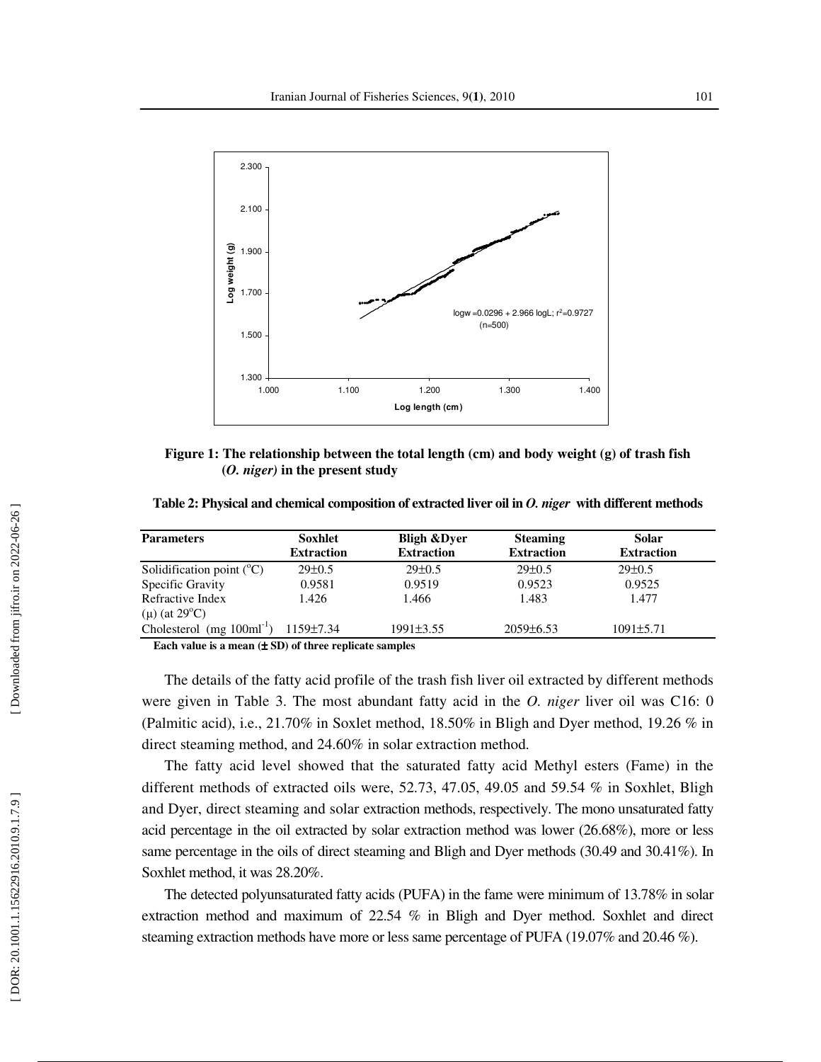Figure 1: The relationship between the total length (cm) and body weight (g) of trash fish (*O. niger*) in the present study

**Table 2: Physical and chemical composition of extracted liver oil in *O. niger* with different methods**

| Parameters | Soxhlet Extraction | Bligh &Dyer Extraction | Steaming Extraction | Solar Extraction |
|---|---|---|---|---|
| Solidification point (°C) | 29±0.5 | 29±0.5 | 29±0.5 | 29±0.5 |
| Specific Gravity | 0.9581 | 0.9519 | 0.9523 | 0.9525 |
| Refractive Index (μ) (at 29°C) | 1.426 | 1.466 | 1.483 | 1.477 |
| Cholesterol (mg $100ml^{-1}$) | 1159±7.34 | 1991±3.55 | 2059±6.53 | 1091±5.71 |

**Each value is a mean (± SD) of three replicate samples**

The details of the fatty acid profile of the trash fish liver oil extracted by different methods were given in Table 3. The most abundant fatty acid in the *O. niger* liver oil was C16: 0 (Palmitic acid), i.e., 21.70% in Soxlet method, 18.50% in Bligh and Dyer method, 19.26 % in direct steaming method, and 24.60% in solar extraction method.

The fatty acid level showed that the saturated fatty acid Methyl esters (Fame) in the different methods of extracted oils were, 52.73, 47.05, 49.05 and 59.54 % in Soxhlet, Bligh and Dyer, direct steaming and solar extraction methods, respectively. The mono unsaturated fatty acid percentage in the oil extracted by solar extraction method was lower (26.68%), more or less same percentage in the oils of direct steaming and Bligh and Dyer methods (30.49 and 30.41%). In Soxhlet method, it was 28.20%.

The detected polyunsaturated fatty acids (PUFA) in the fame were minimum of 13.78% in solar extraction method and maximum of 22.54 % in Bligh and Dyer method. Soxhlet and direct steaming extraction methods have more or less same percentage of PUFA (19.07% and 20.46 %).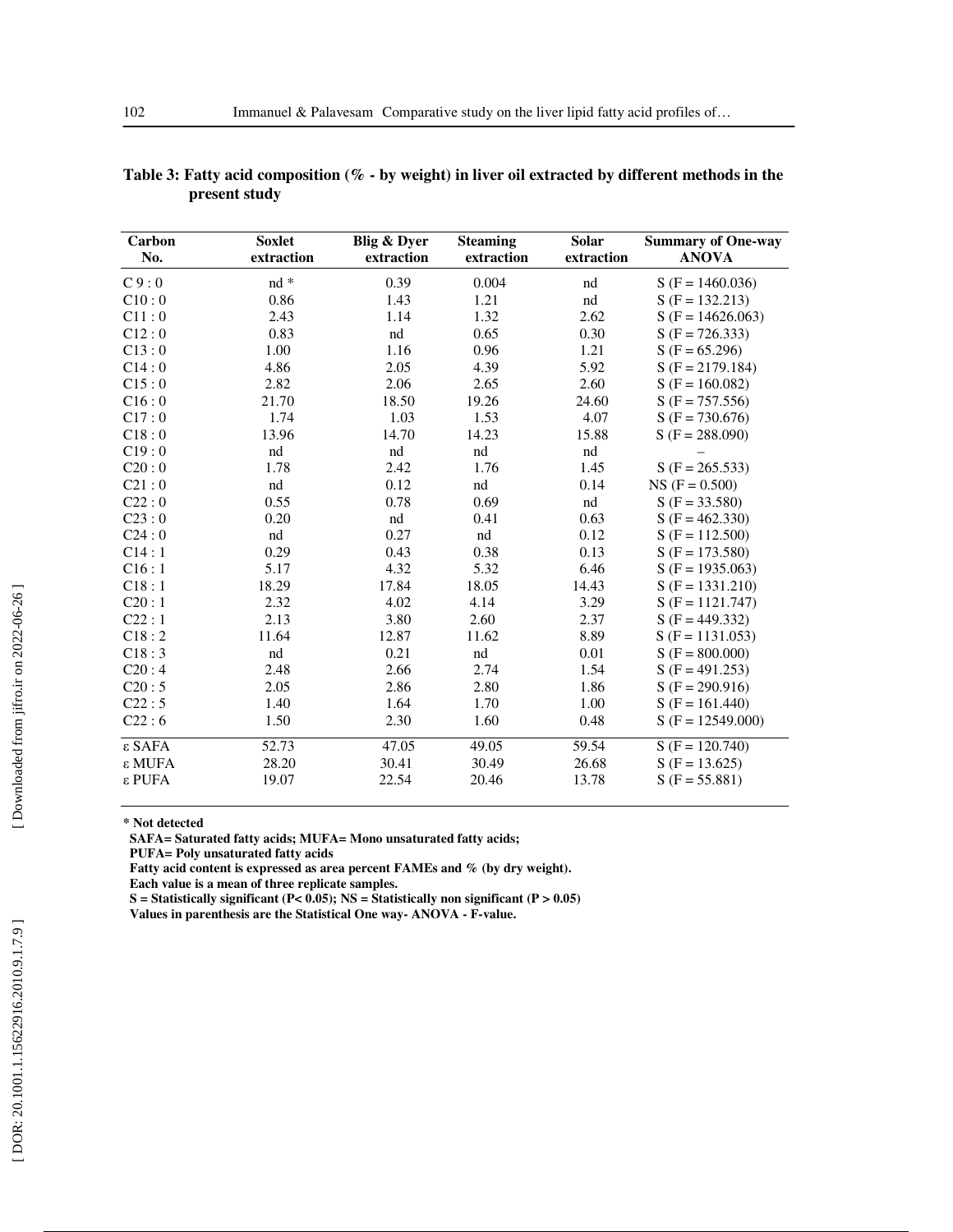**Table 3: Fatty acid composition (% - by weight) in liver oil extracted by different methods in the present study**

| Carbon No. | Soxlet extraction | Blig & Dyer extraction | Steaming extraction | Solar extraction | Summary of One-way ANOVA |
|---|---|---|---|---|---|
| C 9 : 0 | nd * | 0.39 | 0.004 | nd | S (F = 1460.036) |
| C10 : 0 | 0.86 | 1.43 | 1.21 | nd | S (F = 132.213) |
| C11 : 0 | 2.43 | 1.14 | 1.32 | 2.62 | S (F = 14626.063) |
| C12 : 0 | 0.83 | nd | 0.65 | 0.30 | S (F = 726.333) |
| C13 : 0 | 1.00 | 1.16 | 0.96 | 1.21 | S (F = 65.296) |
| C14 : 0 | 4.86 | 2.05 | 4.39 | 5.92 | S (F = 2179.184) |
| C15 : 0 | 2.82 | 2.06 | 2.65 | 2.60 | S (F = 160.082) |
| C16 : 0 | 21.70 | 18.50 | 19.26 | 24.60 | S (F = 757.556) |
| C17 : 0 | 1.74 | 1.03 | 1.53 | 4.07 | S (F = 730.676) |
| C18 : 0 | 13.96 | 14.70 | 14.23 | 15.88 | S (F = 288.090) |
| C19 : 0 | nd | nd | nd | nd | – |
| C20 : 0 | 1.78 | 2.42 | 1.76 | 1.45 | S (F = 265.533) |
| C21 : 0 | nd | 0.12 | nd | 0.14 | NS (F = 0.500) |
| C22 : 0 | 0.55 | 0.78 | 0.69 | nd | S (F = 33.580) |
| C23 : 0 | 0.20 | nd | 0.41 | 0.63 | S (F = 462.330) |
| C24 : 0 | nd | 0.27 | nd | 0.12 | S (F = 112.500) |
| C14 : 1 | 0.29 | 0.43 | 0.38 | 0.13 | S (F = 173.580) |
| C16 : 1 | 5.17 | 4.32 | 5.32 | 6.46 | S (F = 1935.063) |
| C18 : 1 | 18.29 | 17.84 | 18.05 | 14.43 | S (F = 1331.210) |
| C20 : 1 | 2.32 | 4.02 | 4.14 | 3.29 | S (F = 1121.747) |
| C22 : 1 | 2.13 | 3.80 | 2.60 | 2.37 | S (F = 449.332) |
| C18 : 2 | 11.64 | 12.87 | 11.62 | 8.89 | S (F = 1131.053) |
| C18 : 3 | nd | 0.21 | nd | 0.01 | S (F = 800.000) |
| C20 : 4 | 2.48 | 2.66 | 2.74 | 1.54 | S (F = 491.253) |
| C20 : 5 | 2.05 | 2.86 | 2.80 | 1.86 | S (F = 290.916) |
| C22 : 5 | 1.40 | 1.64 | 1.70 | 1.00 | S (F = 161.440) |
| C22 : 6 | 1.50 | 2.30 | 1.60 | 0.48 | S (F = 12549.000) |
| ε SAFA | 52.73 | 47.05 | 49.05 | 59.54 | S (F = 120.740) |
| ε MUFA | 28.20 | 30.41 | 30.49 | 26.68 | S (F = 13.625) |
| ε PUFA | 19.07 | 22.54 | 20.46 | 13.78 | S (F = 55.881) |

**\* Not detected**

**SAFA= Saturated fatty acids; MUFA= Mono unsaturated fatty acids;**

**PUFA= Poly unsaturated fatty acids**

**Fatty acid content is expressed as area percent FAMEs and % (by dry weight).**

**Each value is a mean of three replicate samples.**

**S = Statistically significant ($P < 0.05$); NS = Statistically non significant ($P > 0.05$)**

**Values in parenthesis are the Statistical One way- ANOVA - F-value.**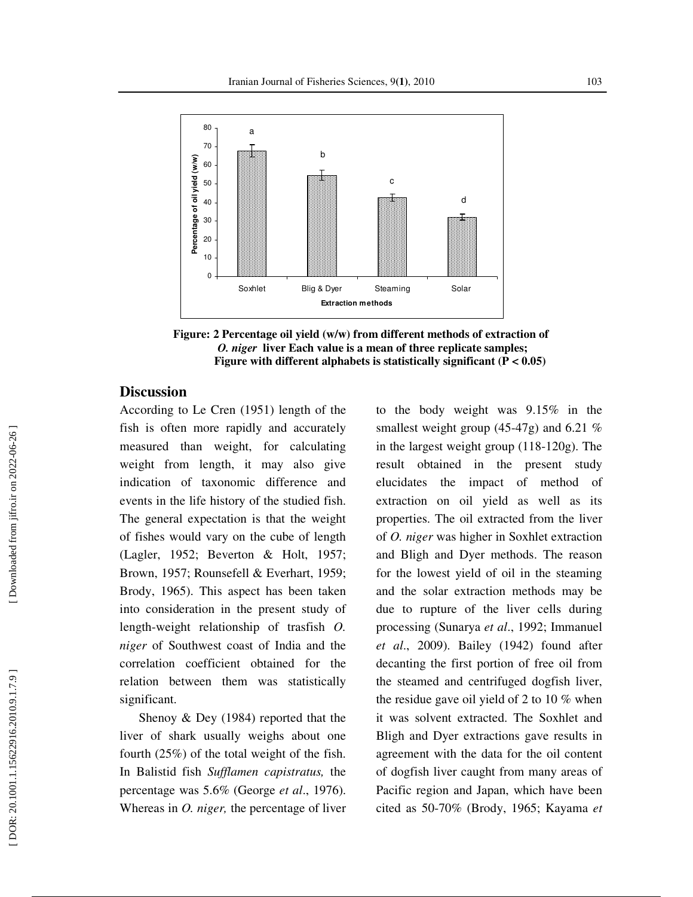Figure: 2 Percentage oil yield (w/w) from different methods of extraction of *O. niger* liver Each value is a mean of three replicate samples; Figure with different alphabets is statistically significant ($P < 0.05$)

## Discussion

According to Le Cren (1951) length of the fish is often more rapidly and accurately measured than weight, for calculating weight from length, it may also give indication of taxonomic difference and events in the life history of the studied fish. The general expectation is that the weight of fishes would vary on the cube of length (Lagler, 1952; Beverton & Holt, 1957; Brown, 1957; Rounsefell & Everhart, 1959; Brody, 1965). This aspect has been taken into consideration in the present study of length-weight relationship of trasfish *O. niger* of Southwest coast of India and the correlation coefficient obtained for the relation between them was statistically significant.

Shenoy & Dey (1984) reported that the liver of shark usually weighs about one fourth (25%) of the total weight of the fish. In Balistid fish *Sufflamen capistratus,* the percentage was 5.6% (George *et al*., 1976). Whereas in *O. niger,* the percentage of liver to the body weight was 9.15% in the smallest weight group (45-47g) and 6.21 % in the largest weight group (118-120g). The result obtained in the present study elucidates the impact of method of extraction on oil yield as well as its properties. The oil extracted from the liver of *O. niger* was higher in Soxhlet extraction and Bligh and Dyer methods. The reason for the lowest yield of oil in the steaming and the solar extraction methods may be due to rupture of the liver cells during processing (Sunarya *et al*., 1992; Immanuel *et al*., 2009). Bailey (1942) found after decanting the first portion of free oil from the steamed and centrifuged dogfish liver, the residue gave oil yield of 2 to 10 % when it was solvent extracted. The Soxhlet and Bligh and Dyer extractions gave results in agreement with the data for the oil content of dogfish liver caught from many areas of Pacific region and Japan, which have been cited as 50-70% (Brody, 1965; Kayama *et*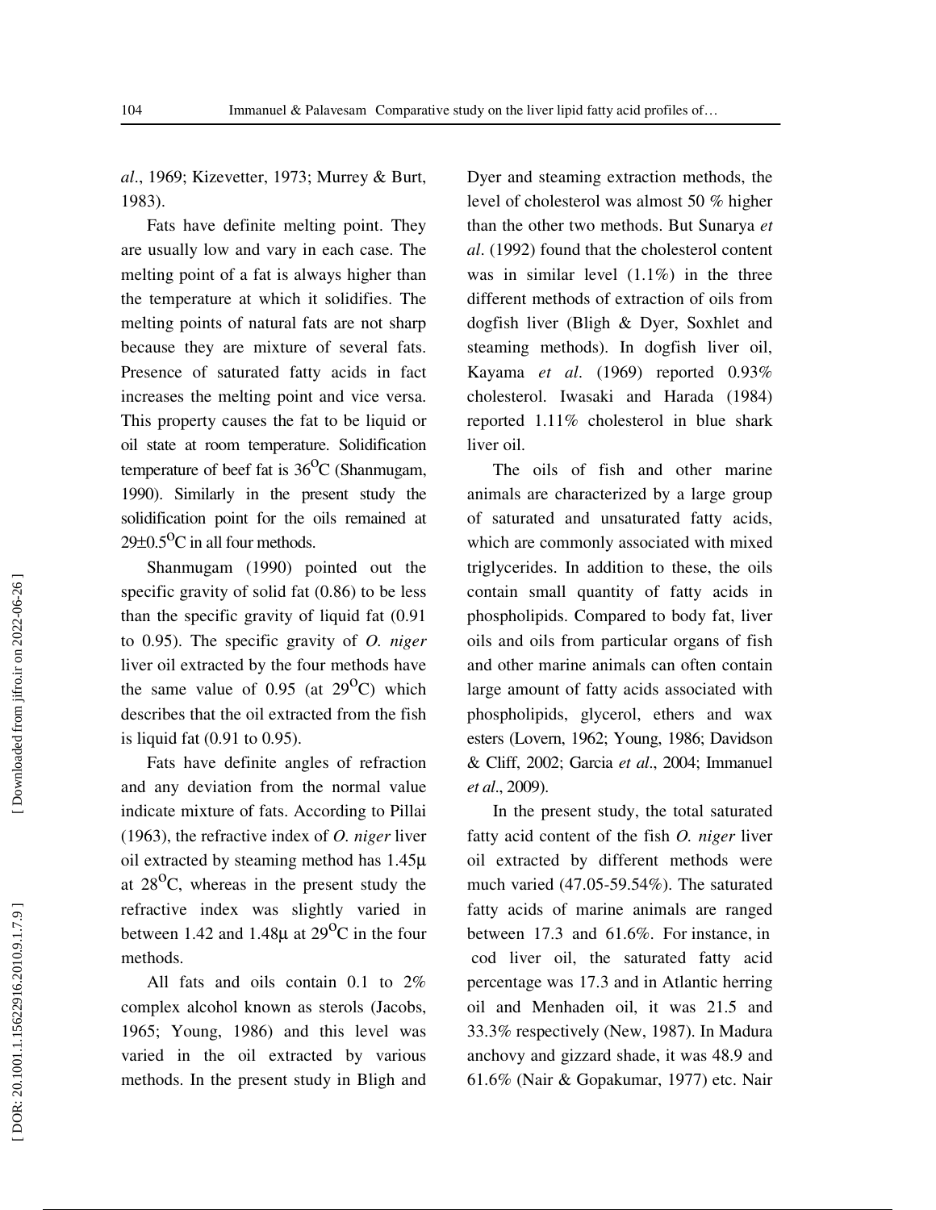*al*., 1969; Kizevetter, 1973; Murrey & Burt, 1983).

Fats have definite melting point. They are usually low and vary in each case. The melting point of a fat is always higher than the temperature at which it solidifies. The melting points of natural fats are not sharp because they are mixture of several fats. Presence of saturated fatty acids in fact increases the melting point and vice versa. This property causes the fat to be liquid or oil state at room temperature. Solidification temperature of beef fat is $36^{O}C$ (Shanmugam, 1990). Similarly in the present study the solidification point for the oils remained at $29 \pm 0.5^{O}C$ in all four methods.

Shanmugam (1990) pointed out the specific gravity of solid fat (0.86) to be less than the specific gravity of liquid fat (0.91 to 0.95). The specific gravity of *O. niger* liver oil extracted by the four methods have the same value of 0.95 (at $29^{O}C$) which describes that the oil extracted from the fish is liquid fat (0.91 to 0.95).

Fats have definite angles of refraction and any deviation from the normal value indicate mixture of fats. According to Pillai (1963), the refractive index of *O. niger* liver oil extracted by steaming method has 1.45µ at $28^{O}C$, whereas in the present study the refractive index was slightly varied in between 1.42 and 1.48µ at $29^{O}C$ in the four methods.

All fats and oils contain 0.1 to 2% complex alcohol known as sterols (Jacobs, 1965; Young, 1986) and this level was varied in the oil extracted by various methods. In the present study in Bligh and Dyer and steaming extraction methods, the level of cholesterol was almost 50 % higher than the other two methods. But Sunarya *et al*. (1992) found that the cholesterol content was in similar level (1.1%) in the three different methods of extraction of oils from dogfish liver (Bligh & Dyer, Soxhlet and steaming methods). In dogfish liver oil, Kayama *et al*. (1969) reported 0.93% cholesterol. Iwasaki and Harada (1984) reported 1.11% cholesterol in blue shark liver oil.

The oils of fish and other marine animals are characterized by a large group of saturated and unsaturated fatty acids, which are commonly associated with mixed triglycerides. In addition to these, the oils contain small quantity of fatty acids in phospholipids. Compared to body fat, liver oils and oils from particular organs of fish and other marine animals can often contain large amount of fatty acids associated with phospholipids, glycerol, ethers and wax esters (Lovern, 1962; Young, 1986; Davidson & Cliff, 2002; Garcia *et al*., 2004; Immanuel *et al*., 2009).

In the present study, the total saturated fatty acid content of the fish *O. niger* liver oil extracted by different methods were much varied (47.05-59.54%). The saturated fatty acids of marine animals are ranged between 17.3 and 61.6%. For instance, in cod liver oil, the saturated fatty acid percentage was 17.3 and in Atlantic herring oil and Menhaden oil, it was 21.5 and 33.3% respectively (New, 1987). In Madura anchovy and gizzard shade, it was 48.9 and 61.6% (Nair & Gopakumar, 1977) etc. Nair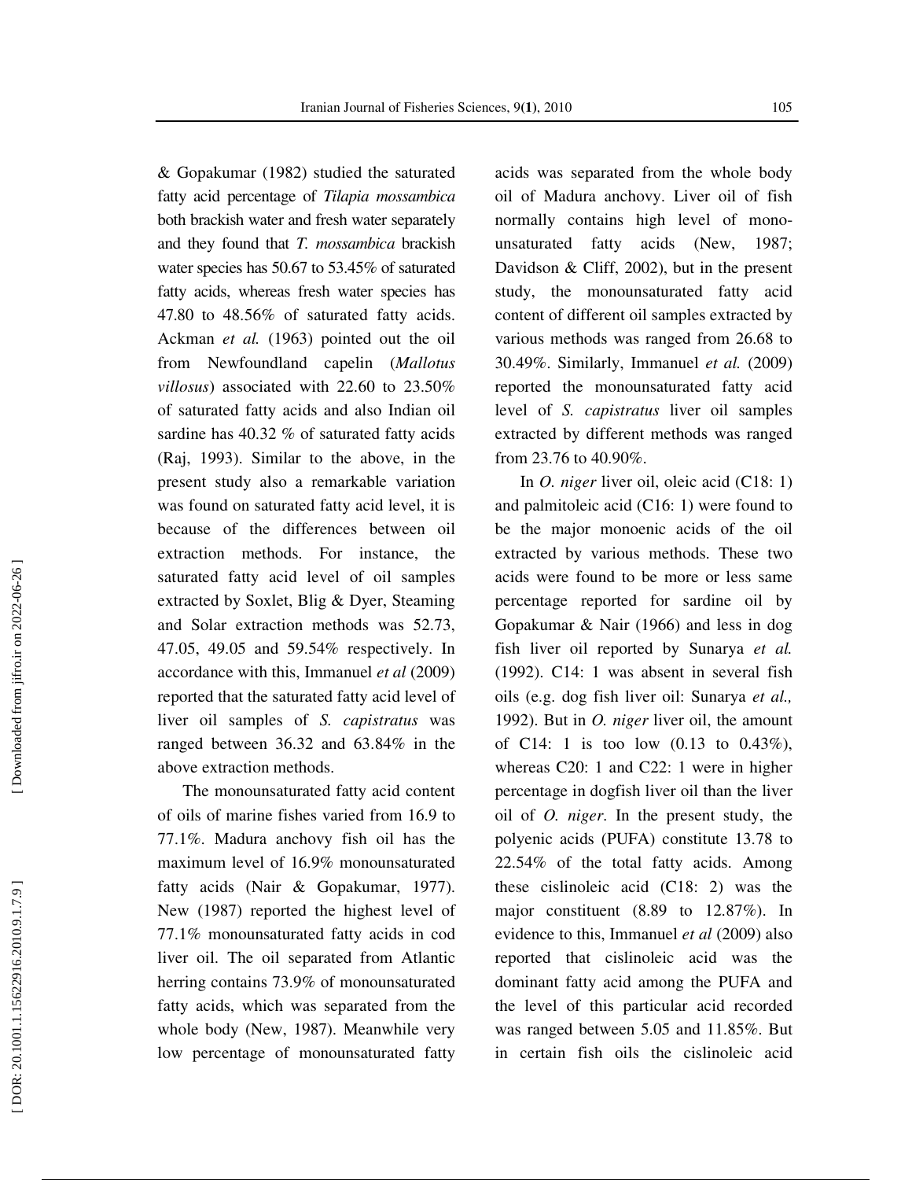& Gopakumar (1982) studied the saturated fatty acid percentage of *Tilapia mossambica* both brackish water and fresh water separately and they found that *T. mossambica* brackish water species has 50.67 to 53.45% of saturated fatty acids, whereas fresh water species has 47.80 to 48.56% of saturated fatty acids. Ackman *et al.* (1963) pointed out the oil from Newfoundland capelin (*Mallotus villosus*) associated with 22.60 to 23.50% of saturated fatty acids and also Indian oil sardine has 40.32 % of saturated fatty acids (Raj, 1993). Similar to the above, in the present study also a remarkable variation was found on saturated fatty acid level, it is because of the differences between oil extraction methods. For instance, the saturated fatty acid level of oil samples extracted by Soxlet, Blig & Dyer, Steaming and Solar extraction methods was 52.73, 47.05, 49.05 and 59.54% respectively. In accordance with this, Immanuel *et al* (2009) reported that the saturated fatty acid level of liver oil samples of *S. capistratus* was ranged between 36.32 and 63.84% in the above extraction methods.

The monounsaturated fatty acid content of oils of marine fishes varied from 16.9 to 77.1%. Madura anchovy fish oil has the maximum level of 16.9% monounsaturated fatty acids (Nair & Gopakumar, 1977). New (1987) reported the highest level of 77.1% monounsaturated fatty acids in cod liver oil. The oil separated from Atlantic herring contains 73.9% of monounsaturated fatty acids, which was separated from the whole body (New, 1987). Meanwhile very low percentage of monounsaturated fatty acids was separated from the whole body oil of Madura anchovy. Liver oil of fish normally contains high level of mono-unsaturated fatty acids (New, 1987; Davidson & Cliff, 2002), but in the present study, the monounsaturated fatty acid content of different oil samples extracted by various methods was ranged from 26.68 to 30.49%. Similarly, Immanuel *et al.* (2009) reported the monounsaturated fatty acid level of *S. capistratus* liver oil samples extracted by different methods was ranged from 23.76 to 40.90%.

In *O. niger* liver oil, oleic acid (C18: 1) and palmitoleic acid (C16: 1) were found to be the major monoenic acids of the oil extracted by various methods. These two acids were found to be more or less same percentage reported for sardine oil by Gopakumar & Nair (1966) and less in dog fish liver oil reported by Sunarya *et al.* (1992). C14: 1 was absent in several fish oils (e.g. dog fish liver oil: Sunarya *et al.,* 1992). But in *O. niger* liver oil, the amount of C14: 1 is too low (0.13 to 0.43%), whereas C20: 1 and C22: 1 were in higher percentage in dogfish liver oil than the liver oil of *O. niger*. In the present study, the polyenic acids (PUFA) constitute 13.78 to 22.54% of the total fatty acids. Among these cislinoleic acid (C18: 2) was the major constituent (8.89 to 12.87%). In evidence to this, Immanuel *et al* (2009) also reported that cislinoleic acid was the dominant fatty acid among the PUFA and the level of this particular acid recorded was ranged between 5.05 and 11.85%. But in certain fish oils the cislinoleic acid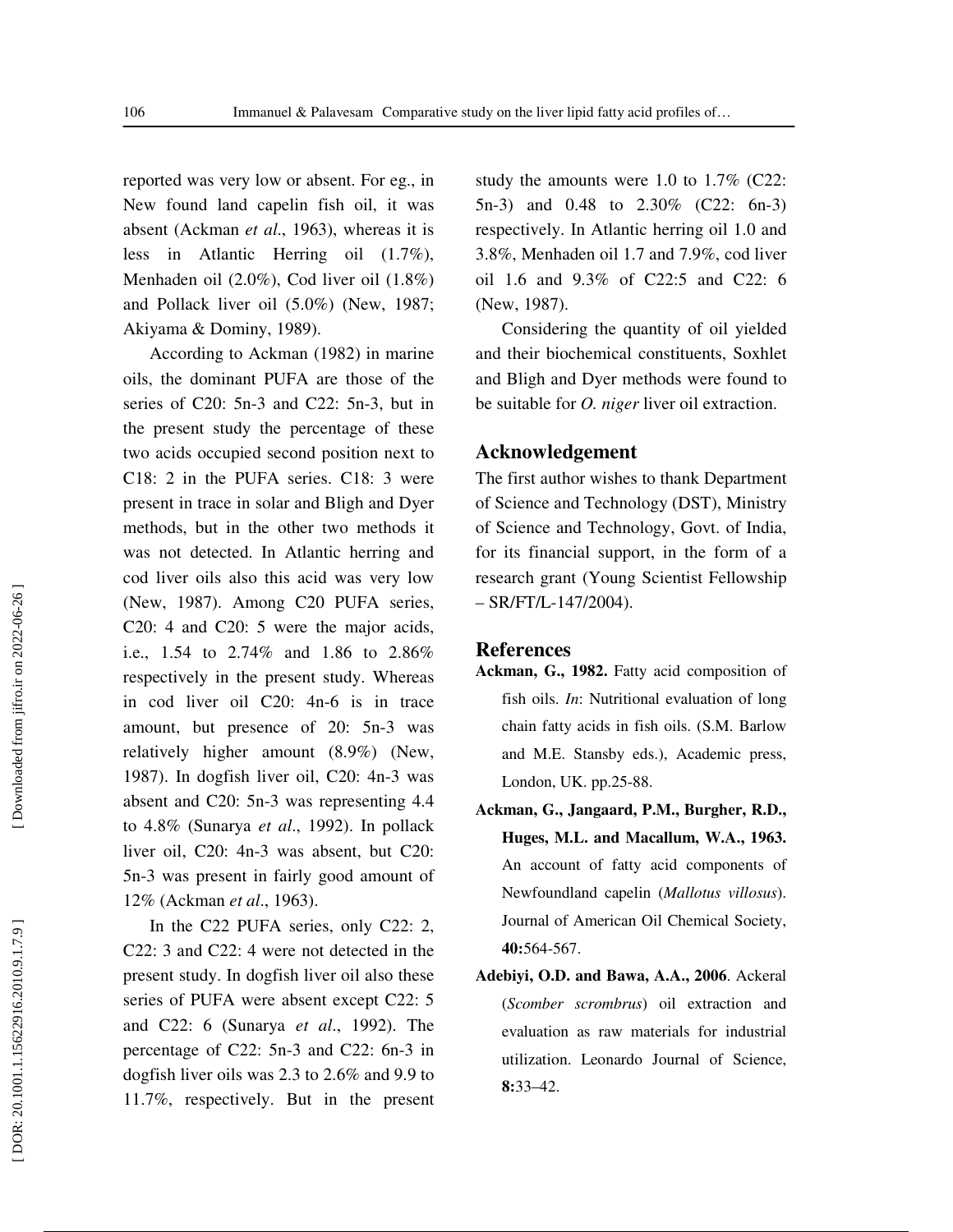reported was very low or absent. For eg., in New found land capelin fish oil, it was absent (Ackman *et al*., 1963), whereas it is less in Atlantic Herring oil (1.7%), Menhaden oil (2.0%), Cod liver oil (1.8%) and Pollack liver oil (5.0%) (New, 1987; Akiyama & Dominy, 1989).

According to Ackman (1982) in marine oils, the dominant PUFA are those of the series of C20: 5n-3 and C22: 5n-3, but in the present study the percentage of these two acids occupied second position next to C18: 2 in the PUFA series. C18: 3 were present in trace in solar and Bligh and Dyer methods, but in the other two methods it was not detected. In Atlantic herring and cod liver oils also this acid was very low (New, 1987). Among C20 PUFA series, C20: 4 and C20: 5 were the major acids, i.e., 1.54 to 2.74% and 1.86 to 2.86% respectively in the present study. Whereas in cod liver oil C20: 4n-6 is in trace amount, but presence of 20: 5n-3 was relatively higher amount (8.9%) (New, 1987). In dogfish liver oil, C20: 4n-3 was absent and C20: 5n-3 was representing 4.4 to 4.8% (Sunarya *et al*., 1992). In pollack liver oil, C20: 4n-3 was absent, but C20: 5n-3 was present in fairly good amount of 12% (Ackman *et al*., 1963).

In the C22 PUFA series, only C22: 2, C22: 3 and C22: 4 were not detected in the present study. In dogfish liver oil also these series of PUFA were absent except C22: 5 and C22: 6 (Sunarya *et al*., 1992). The percentage of C22: 5n-3 and C22: 6n-3 in dogfish liver oils was 2.3 to 2.6% and 9.9 to 11.7%, respectively. But in the present study the amounts were 1.0 to 1.7% (C22: 5n-3) and 0.48 to 2.30% (C22: 6n-3) respectively. In Atlantic herring oil 1.0 and 3.8%, Menhaden oil 1.7 and 7.9%, cod liver oil 1.6 and 9.3% of C22:5 and C22: 6 (New, 1987).

Considering the quantity of oil yielded and their biochemical constituents, Soxhlet and Bligh and Dyer methods were found to be suitable for *O. niger* liver oil extraction.

## Acknowledgement

The first author wishes to thank Department of Science and Technology (DST), Ministry of Science and Technology, Govt. of India, for its financial support, in the form of a research grant (Young Scientist Fellowship – SR/FT/L-147/2004).

## References

**Ackman, G., 1982.** Fatty acid composition of fish oils. *In*: Nutritional evaluation of long chain fatty acids in fish oils. (S.M. Barlow and M.E. Stansby eds.), Academic press, London, UK. pp.25-88.

**Ackman, G., Jangaard, P.M., Burgher, R.D., Huges, M.L. and Macallum, W.A., 1963.** An account of fatty acid components of Newfoundland capelin (*Mallotus villosus*). Journal of American Oil Chemical Society, **40:**564-567.

**Adebiyi, O.D. and Bawa, A.A., 2006**. Ackeral (*Scomber scrombrus*) oil extraction and evaluation as raw materials for industrial utilization. Leonardo Journal of Science, **8:**33–42.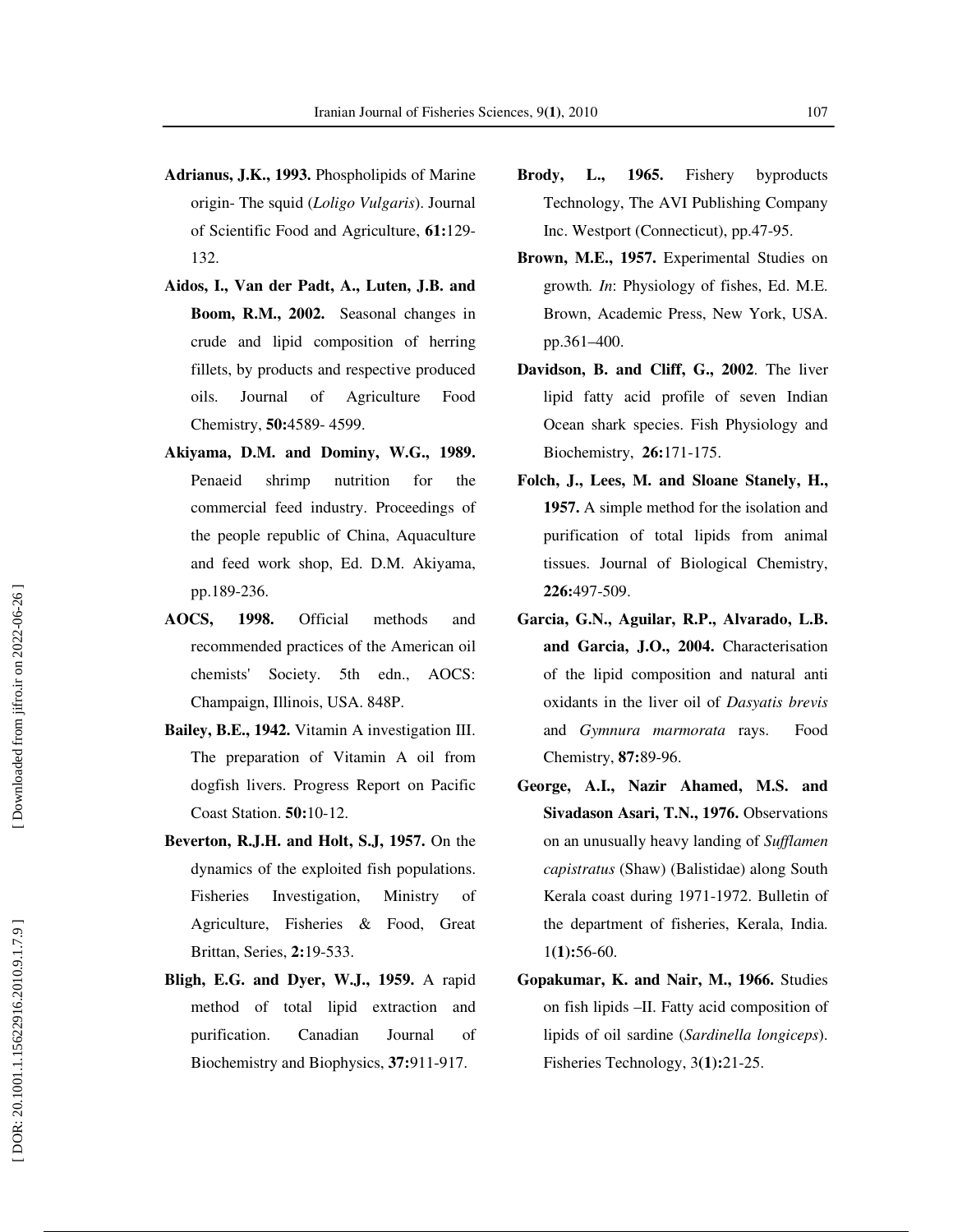**Adrianus, J.K., 1993.** Phospholipids of Marine origin- The squid (*Loligo Vulgaris*). Journal of Scientific Food and Agriculture, **61:**129-132.

**Aidos, I., Van der Padt, A., Luten, J.B. and Boom, R.M., 2002.** Seasonal changes in crude and lipid composition of herring fillets, by products and respective produced oils. Journal of Agriculture Food Chemistry, **50:**4589- 4599.

**Akiyama, D.M. and Dominy, W.G., 1989.** Penaeid shrimp nutrition for the commercial feed industry. Proceedings of the people republic of China, Aquaculture and feed work shop, Ed. D.M. Akiyama, pp.189-236.

**AOCS, 1998.** Official methods and recommended practices of the American oil chemists' Society. 5th edn., AOCS: Champaign, Illinois, USA. 848P.

**Bailey, B.E., 1942.** Vitamin A investigation III. The preparation of Vitamin A oil from dogfish livers. Progress Report on Pacific Coast Station. **50:**10-12.

**Beverton, R.J.H. and Holt, S.J, 1957.** On the dynamics of the exploited fish populations. Fisheries Investigation, Ministry of Agriculture, Fisheries & Food, Great Brittan, Series, **2:**19-533.

**Bligh, E.G. and Dyer, W.J., 1959.** A rapid method of total lipid extraction and purification. Canadian Journal of Biochemistry and Biophysics, **37:**911-917.

**Brody, L., 1965.** Fishery byproducts Technology, The AVI Publishing Company Inc. Westport (Connecticut), pp.47-95.

**Brown, M.E., 1957.** Experimental Studies on growth*. In*: Physiology of fishes, Ed. M.E. Brown, Academic Press, New York, USA. pp.361–400.

**Davidson, B. and Cliff, G., 2002**. The liver lipid fatty acid profile of seven Indian Ocean shark species. Fish Physiology and Biochemistry, **26:**171-175.

**Folch, J., Lees, M. and Sloane Stanely, H., 1957.** A simple method for the isolation and purification of total lipids from animal tissues. Journal of Biological Chemistry, **226:**497-509.

**Garcia, G.N., Aguilar, R.P., Alvarado, L.B. and Garcia, J.O., 2004.** Characterisation of the lipid composition and natural anti oxidants in the liver oil of *Dasyatis brevis* and *Gymnura marmorata* rays. Food Chemistry, **87:**89-96.

**George, A.I., Nazir Ahamed, M.S. and Sivadason Asari, T.N., 1976.** Observations on an unusually heavy landing of *Sufflamen capistratus* (Shaw) (Balistidae) along South Kerala coast during 1971-1972. Bulletin of the department of fisheries, Kerala, India. 1(**1):**56-60.

**Gopakumar, K. and Nair, M., 1966.** Studies on fish lipids –II. Fatty acid composition of lipids of oil sardine (*Sardinella longiceps*). Fisheries Technology, 3(**1):**21-25.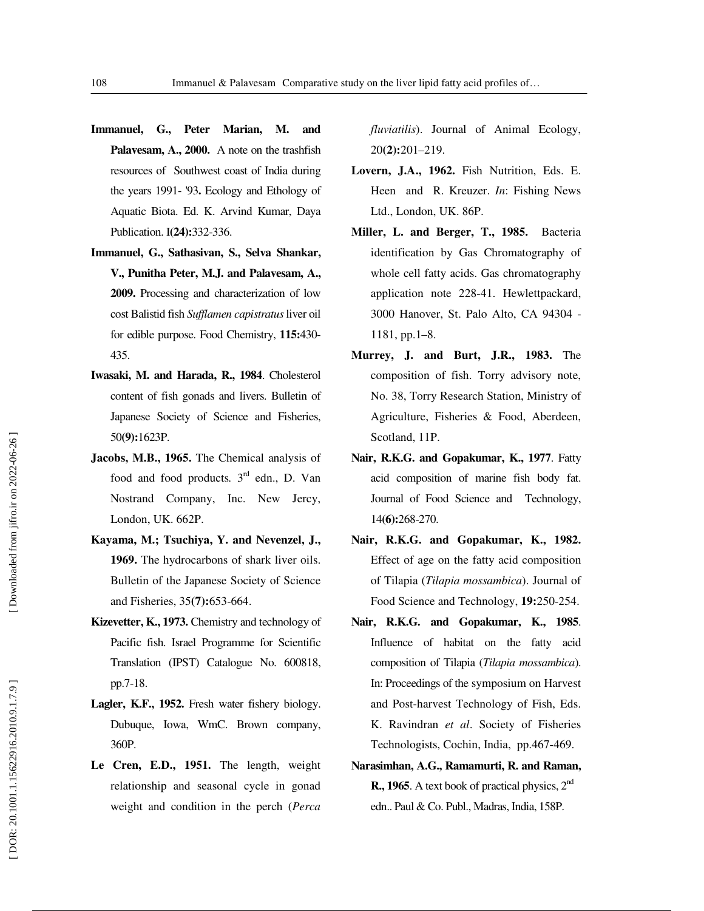**Immanuel, G., Peter Marian, M. and Palavesam, A., 2000.** A note on the trashfish resources of Southwest coast of India during the years 1991- '93**.** Ecology and Ethology of Aquatic Biota. Ed. K. Arvind Kumar, Daya Publication. I**(24):**332-336.

**Immanuel, G., Sathasivan, S., Selva Shankar, V., Punitha Peter, M.J. and Palavesam, A., 2009.** Processing and characterization of low cost Balistid fish *Sufflamen capistratus* liver oil for edible purpose. Food Chemistry, **115:**430-435.

**Iwasaki, M. and Harada, R., 1984**. Cholesterol content of fish gonads and livers. Bulletin of Japanese Society of Science and Fisheries, 50**(9):**1623P.

**Jacobs, M.B., 1965.** The Chemical analysis of food and food products. 3rd edn., D. Van Nostrand Company, Inc. New Jercy, London, UK. 662P.

**Kayama, M.; Tsuchiya, Y. and Nevenzel, J., 1969.** The hydrocarbons of shark liver oils. Bulletin of the Japanese Society of Science and Fisheries, 35**(7):**653-664.

**Kizevetter, K., 1973.** Chemistry and technology of Pacific fish. Israel Programme for Scientific Translation (IPST) Catalogue No. 600818, pp.7-18.

**Lagler, K.F., 1952.** Fresh water fishery biology. Dubuque, Iowa, WmC. Brown company, 360P.

**Le Cren, E.D., 1951.** The length, weight relationship and seasonal cycle in gonad weight and condition in the perch (*Perca fluviatilis*). Journal of Animal Ecology, 20**(2):**201–219.

**Lovern, J.A., 1962.** Fish Nutrition, Eds. E. Heen and R. Kreuzer. *In*: Fishing News Ltd., London, UK. 86P.

**Miller, L. and Berger, T., 1985.** Bacteria identification by Gas Chromatography of whole cell fatty acids. Gas chromatography application note 228-41. Hewlettpackard, 3000 Hanover, St. Palo Alto, CA 94304 - 1181, pp.1–8.

**Murrey, J. and Burt, J.R., 1983.** The composition of fish. Torry advisory note, No. 38, Torry Research Station, Ministry of Agriculture, Fisheries & Food, Aberdeen, Scotland, 11P.

**Nair, R.K.G. and Gopakumar, K., 1977**. Fatty acid composition of marine fish body fat. Journal of Food Science and Technology, 14**(6):**268-270.

**Nair, R.K.G. and Gopakumar, K., 1982.** Effect of age on the fatty acid composition of Tilapia (*Tilapia mossambica*). Journal of Food Science and Technology, **19:**250-254.

**Nair, R.K.G. and Gopakumar, K., 1985**. Influence of habitat on the fatty acid composition of Tilapia (*Tilapia mossambica*). In: Proceedings of the symposium on Harvest and Post-harvest Technology of Fish, Eds. K. Ravindran *et al*. Society of Fisheries Technologists, Cochin, India, pp.467-469.

**Narasimhan, A.G., Ramamurti, R. and Raman, R., 1965**. A text book of practical physics, 2nd edn.. Paul & Co. Publ., Madras, India, 158P.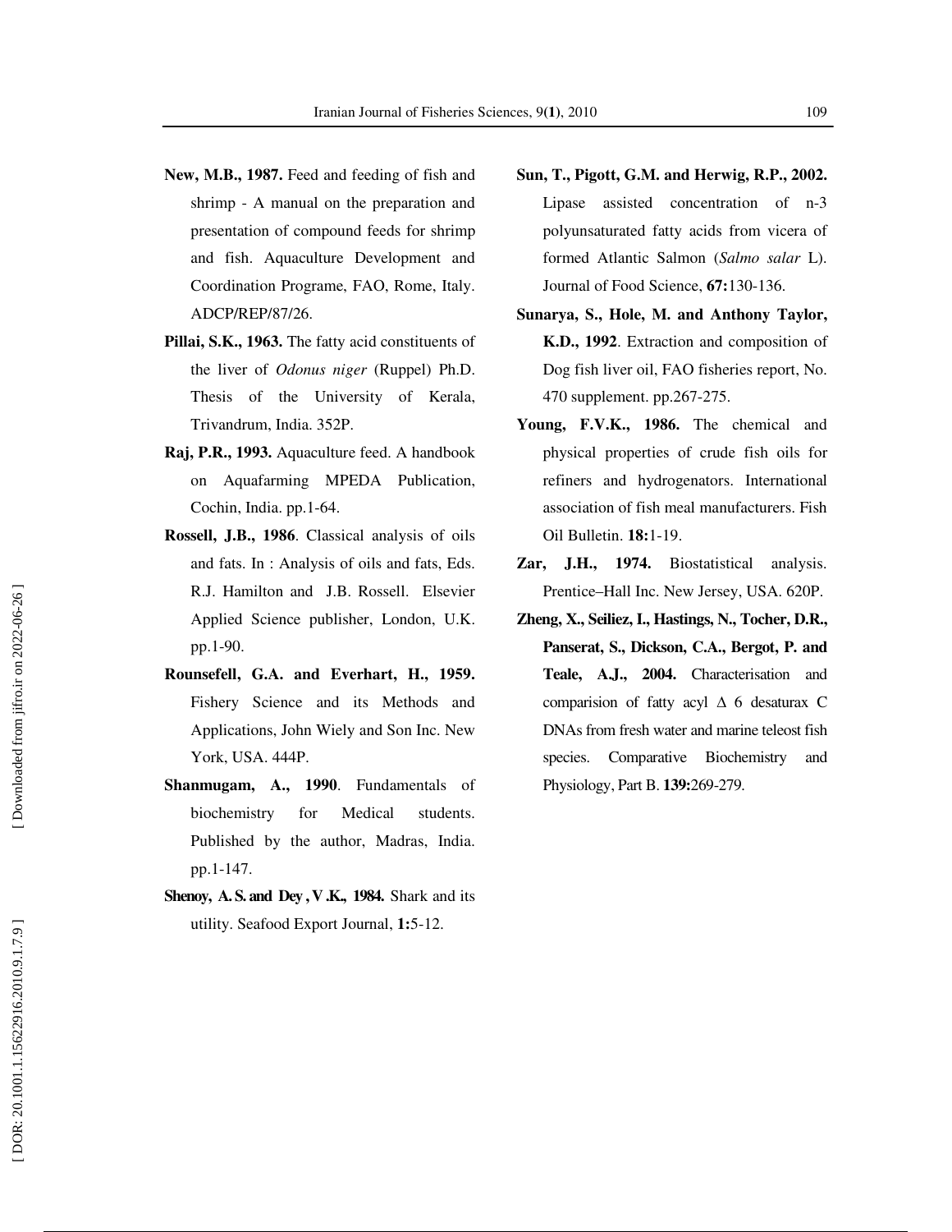**New, M.B., 1987.** Feed and feeding of fish and shrimp - A manual on the preparation and presentation of compound feeds for shrimp and fish. Aquaculture Development and Coordination Programe, FAO, Rome, Italy. ADCP/REP/87/26.

**Pillai, S.K., 1963.** The fatty acid constituents of the liver of *Odonus niger* (Ruppel) Ph.D. Thesis of the University of Kerala, Trivandrum, India. 352P.

**Raj, P.R., 1993.** Aquaculture feed. A handbook on Aquafarming MPEDA Publication, Cochin, India. pp.1-64.

**Rossell, J.B., 1986**. Classical analysis of oils and fats. In : Analysis of oils and fats, Eds. R.J. Hamilton and J.B. Rossell. Elsevier Applied Science publisher, London, U.K. pp.1-90.

**Rounsefell, G.A. and Everhart, H., 1959.** Fishery Science and its Methods and Applications, John Wiely and Son Inc. New York, USA. 444P.

**Shanmugam, A., 1990**. Fundamentals of biochemistry for Medical students. Published by the author, Madras, India. pp.1-147.

**Shenoy, A. S. and Dey , V .K., 1984.** Shark and its utility. Seafood Export Journal, **1:**5-12.

**Sun, T., Pigott, G.M. and Herwig, R.P., 2002.** Lipase assisted concentration of n-3 polyunsaturated fatty acids from vicera of formed Atlantic Salmon (*Salmo salar* L). Journal of Food Science, **67:**130-136.

**Sunarya, S., Hole, M. and Anthony Taylor, K.D., 1992**. Extraction and composition of Dog fish liver oil, FAO fisheries report, No. 470 supplement. pp.267-275.

**Young, F.V.K., 1986.** The chemical and physical properties of crude fish oils for refiners and hydrogenators. International association of fish meal manufacturers. Fish Oil Bulletin. **18:**1-19.

**Zar, J.H., 1974.** Biostatistical analysis. Prentice–Hall Inc. New Jersey, USA. 620P.

**Zheng, X., Seiliez, I., Hastings, N., Tocher, D.R., Panserat, S., Dickson, C.A., Bergot, P. and Teale, A.J., 2004.** Characterisation and comparision of fatty acyl Δ 6 desaturax C DNAs from fresh water and marine teleost fish species. Comparative Biochemistry and Physiology, Part B. **139:**269-279.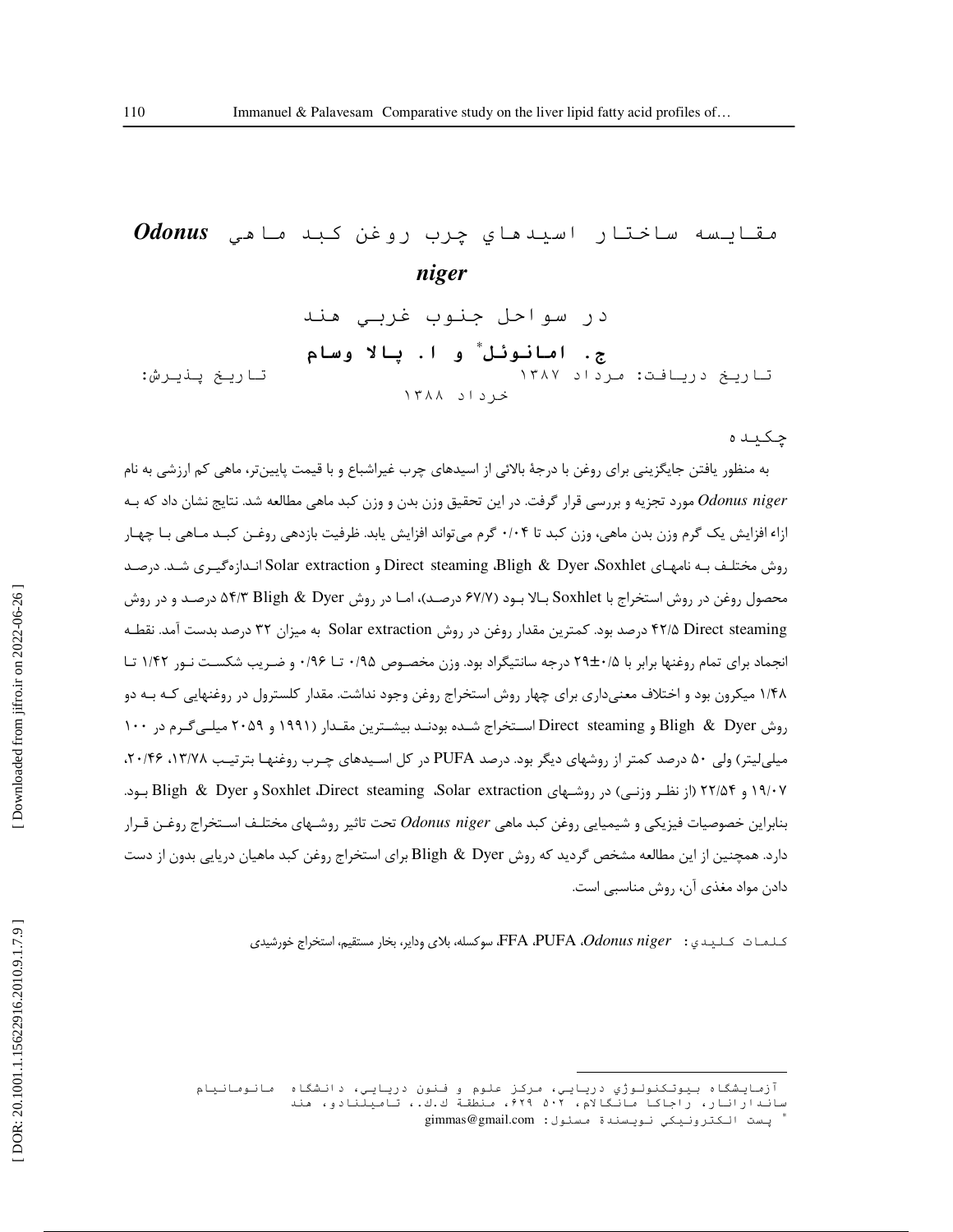# مقایسه ساختار اسیدهای چرب روغن کبد ماهی *Odonus niger* در سواحل جنوب غربی هند

**ج. امانوئل* و ا. پالا وسام**

تاریخ دریافت: مرداد ۱۳۸۷ تاریخ پذیرش: خرداد ۱۳۸۸

## چکیده

به منظور یافتن جایگزینی برای روغن با درجهٔ بالائی از اسیدهای چرب غیراشباع و با قیمت پایین‌تر، ماهی کم ارزشی به نام *Odonus niger* مورد تجزیه و بررسی قرار گرفت. در این تحقیق وزن بدن و وزن کبد ماهی مطالعه شد. نتایج نشان داد که به ازاء افزایش یک گرم وزن بدن ماهی، وزن کبد تا ۰/۰۴ گرم می‌تواند افزایش یابد. ظرفیت بازدهی روغن کبد ماهی با چهار روش مختلف به نامهای Soxhlet، Bligh & Dyer، Direct steaming و Solar extraction اندازه‌گیری شد. درصد محصول روغن در روش استخراج با Soxhlet بالا بود (۶۷/۷ درصد)، اما در روش Bligh & Dyer ۵۴/۳ درصد و در روش Direct steaming ۴۲/۵ درصد بود. کمترین مقدار روغن در روش Solar extraction به میزان ۳۲ درصد بدست آمد. نقطه انجماد برای تمام روغنها برابر با ۰/۵±۲۹ درجه سانتیگراد بود. وزن مخصوص ۰/۹۵ تا ۰/۹۶ و ضریب شکست نور ۱/۴۲ تا ۱/۴۸ میکرون بود و اختلاف معنی‌داری برای چهار روش استخراج روغن وجود نداشت. مقدار کلسترول در روغنهایی که به دو روش Bligh & Dyer و Direct steaming استخراج شده بودند بیشترین مقدار (۱۹۹۱ و ۲۰۵۹ میلی‌گرم در ۱۰۰ میلی‌لیتر) ولی ۵۰ درصد کمتر از روشهای دیگر بود. درصد PUFA در کل اسیدهای چرب روغنها بترتیب ۱۳/۷۸، ۲۰/۴۶، ۱۹/۰۷ و ۲۲/۵۴ (از نظر وزنی) در روشهای Solar extraction، Direct steaming، Soxhlet و Bligh & Dyer بود. بنابراین خصوصیات فیزیکی و شیمیایی روغن کبد ماهی *Odonus niger* تحت تاثیر روشهای مختلف استخراج روغن قرار دارد. همچنین از این مطالعه مشخص گردید که روش Bligh & Dyer برای استخراج روغن کبد ماهیان دریایی بدون از دست دادن مواد مغذی آن، روش مناسبی است.

کلمات کلیدی: *Odonus niger*، PUFA، FFA، سوکسله، بلای ودایر، بخار مستقیم، استخراج خورشیدی

---

آزمایشگاه بیوتکنولوژی دریایی، مرکز علوم و فنون دریایی، دانشگاه مانومانیام ساندارانار، راجاکا مانگالام، ۵۰۲ ۶۲۹، منطقهٔ ک.ک.، تامیلنادو، هند

* پست الکترونیکی نویسندهٔ مسئول: gimmas@gmail.com